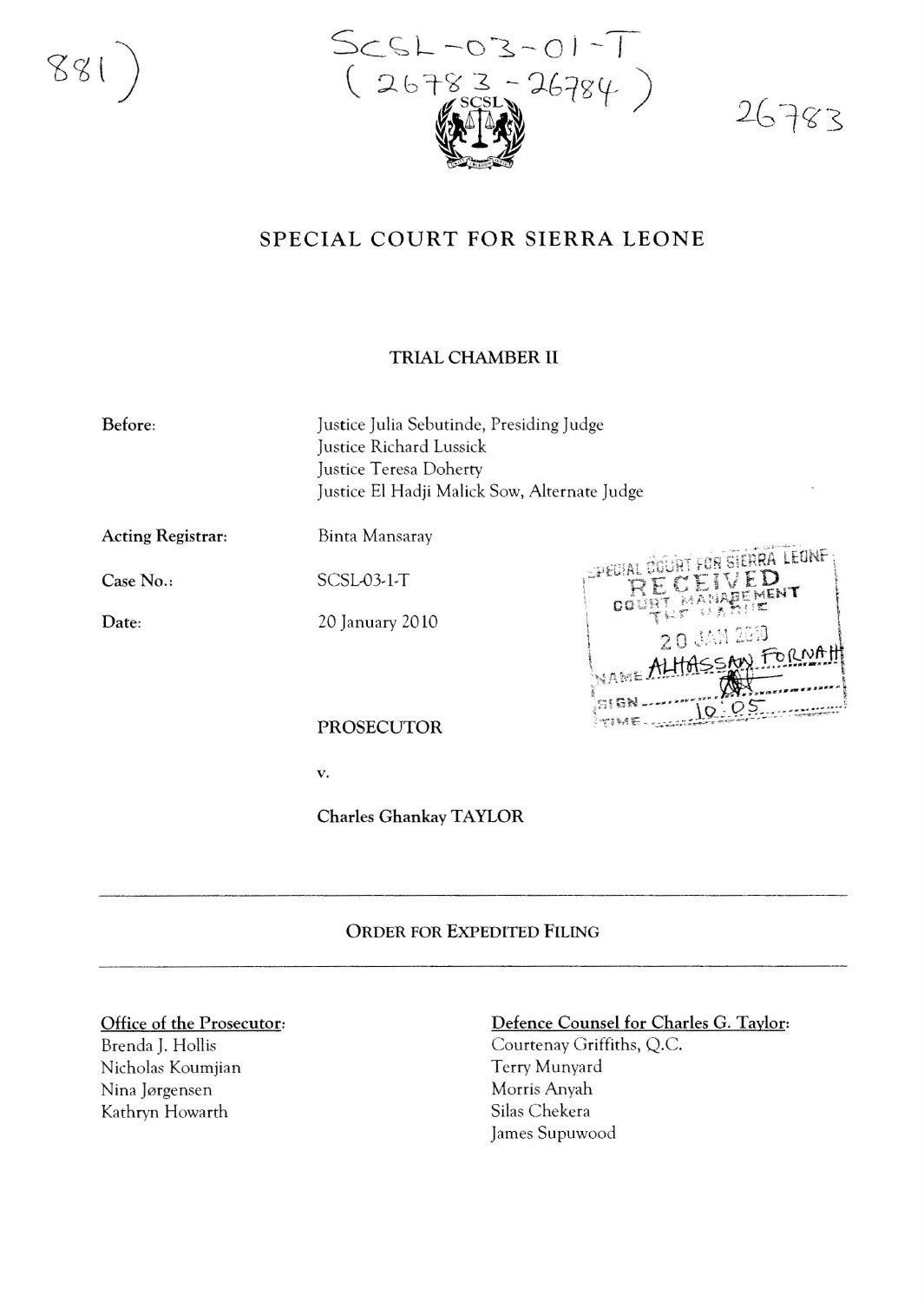SCSL-03-01-T
(26783 - 26784)

# SPECIAL COURT FOR SIERRA LEONE

## TRIAL CHAMBER II

**Before:** Justice Julia Sebutinde, Presiding Judge
Justice Richard Lussick
Justice Teresa Doherty
Justice El Hadji Malick Sow, Alternate Judge

**Acting Registrar:** Binta Mansaray

**Case No.:** SCSL-03-1-T

**Date:** 20 January 2010

SPECIAL COURT FOR SIERRA LEONE
RECEIVED
COURT MANAGEMENT
20 JAN 2010
NAME ALHASSAN FORNAH
TIME 10:05

**PROSECUTOR**

v.

**Charles Ghankay TAYLOR**

---

## ORDER FOR EXPEDITED FILING

---

Office of the Prosecutor:
Brenda J. Hollis
Nicholas Koumjian
Nina Jørgensen
Kathryn Howarth

Defence Counsel for Charles G. Taylor:
Courtenay Griffiths, Q.C.
Terry Munyard
Morris Anyah
Silas Chekera
James Supuwood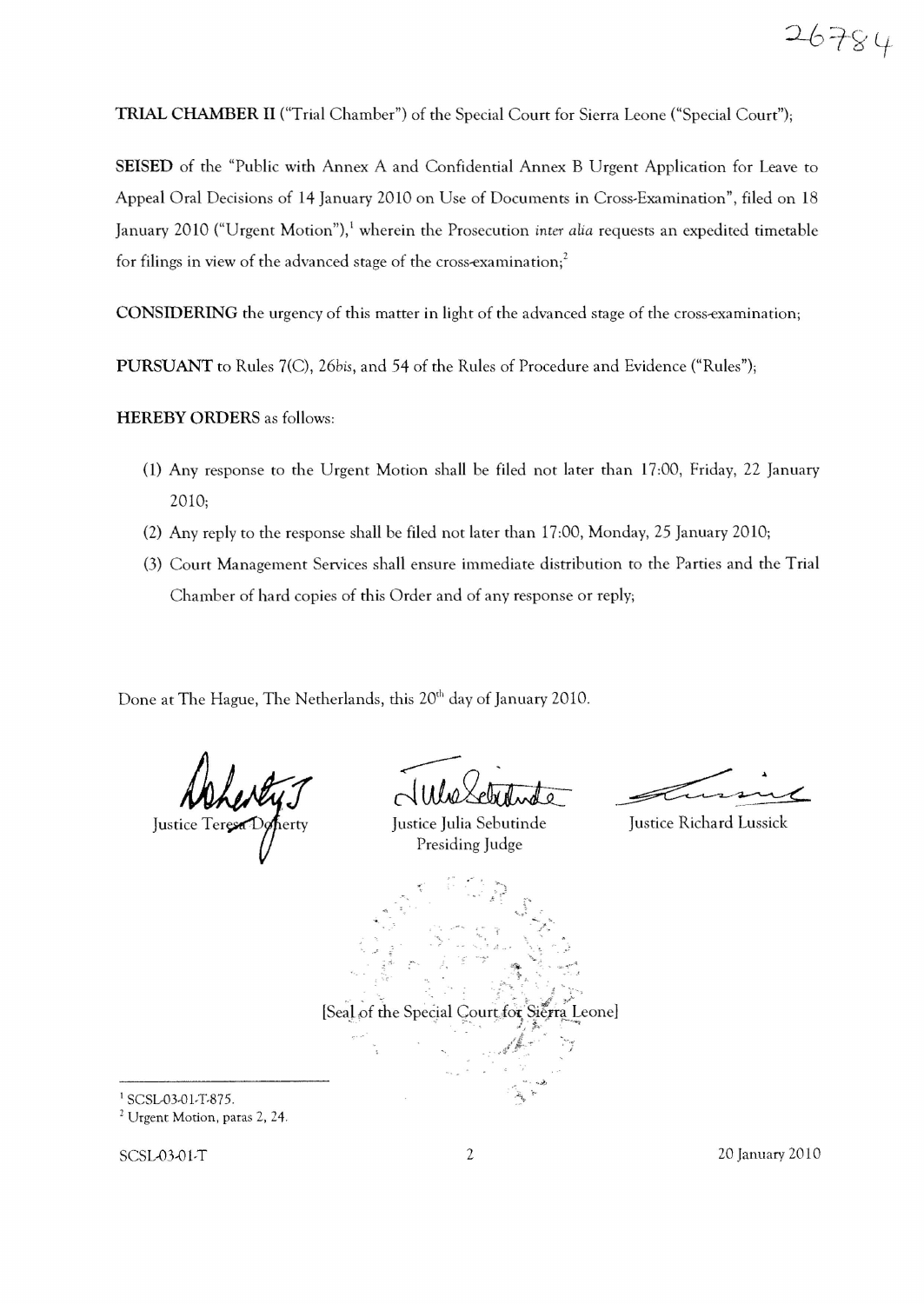**TRIAL CHAMBER II** ("Trial Chamber") of the Special Court for Sierra Leone ("Special Court");

**SEISED** of the "Public with Annex A and Confidential Annex B Urgent Application for Leave to Appeal Oral Decisions of 14 January 2010 on Use of Documents in Cross-Examination", filed on 18 January 2010 ("Urgent Motion"),[1] wherein the Prosecution *inter alia* requests an expedited timetable for filings in view of the advanced stage of the cross-examination;[2]

**CONSIDERING** the urgency of this matter in light of the advanced stage of the cross-examination;

**PURSUANT** to Rules 7(C), 26*bis*, and 54 of the Rules of Procedure and Evidence ("Rules");

**HEREBY ORDERS** as follows:

(1) Any response to the Urgent Motion shall be filed not later than 17:00, Friday, 22 January 2010;

(2) Any reply to the response shall be filed not later than 17:00, Monday, 25 January 2010;

(3) Court Management Services shall ensure immediate distribution to the Parties and the Trial Chamber of hard copies of this Order and of any response or reply;

Done at The Hague, The Netherlands, this 20th day of January 2010.

| | | |
|---|---|---|
| Justice Teresa Doherty | Justice Julia Sebutinde<br>Presiding Judge | Justice Richard Lussick |

[Seal of the Special Court for Sierra Leone]

---

[1] SCSL-03-01-T-875.

[2] Urgent Motion, paras 2, 24.